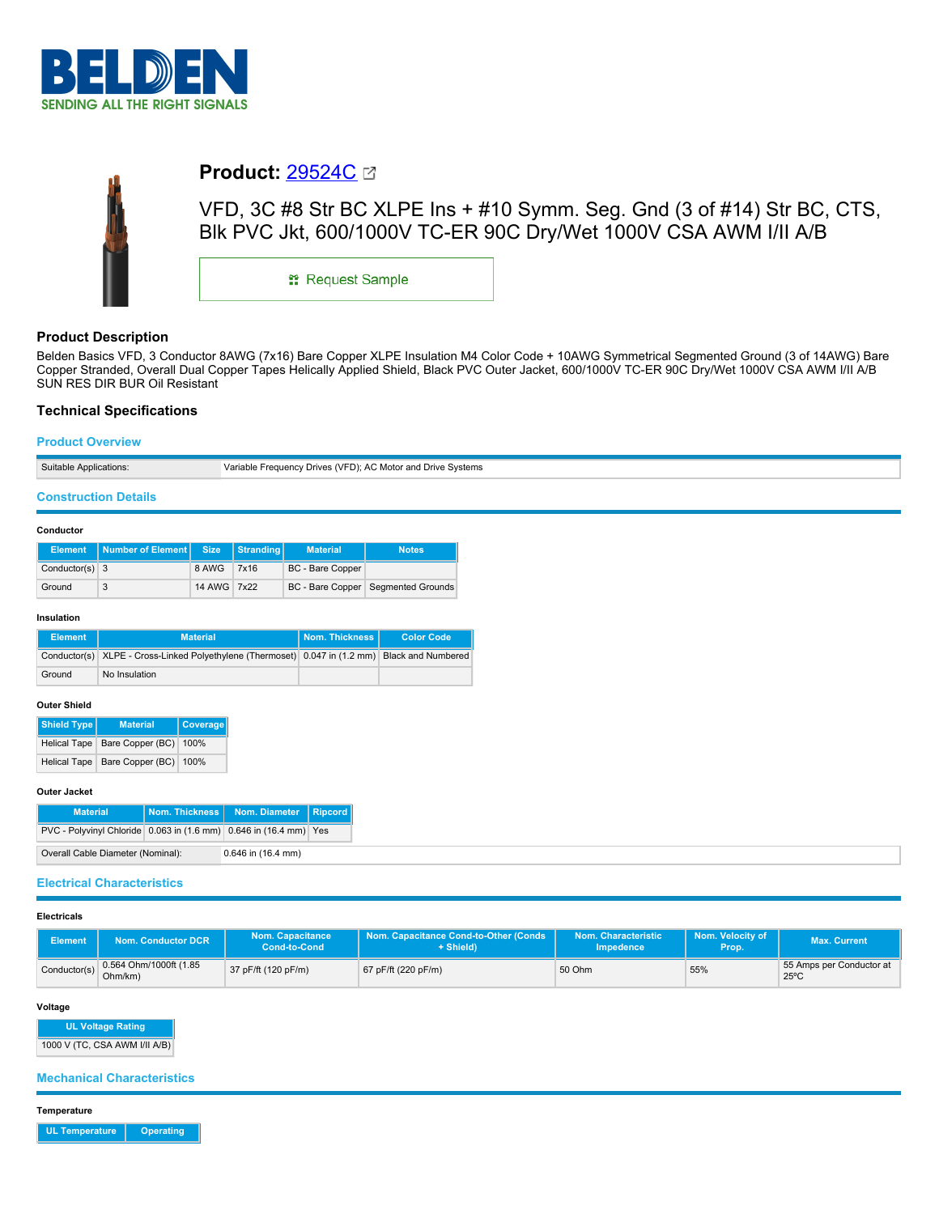# Product: 29524C

VFD, 3C #8 Str BC XLPE Ins + #10 Symm. Seg. Gnd (3 of #14) Str BC, CTS, Blk PVC Jkt, 600/1000V TC-ER 90C Dry/Wet 1000V CSA AWM I/II A/B

Request Sample

## Product Description

Belden Basics VFD, 3 Conductor 8AWG (7x16) Bare Copper XLPE Insulation M4 Color Code + 10AWG Symmetrical Segmented Ground (3 of 14AWG) Bare Copper Stranded, Overall Dual Copper Tapes Helically Applied Shield, Black PVC Outer Jacket, 600/1000V TC-ER 90C Dry/Wet 1000V CSA AWM I/II A/B SUN RES DIR BUR Oil Resistant

## Technical Specifications

### Product Overview

| Suitable Applications: | Variable Frequency Drives (VFD); AC Motor and Drive Systems |
|---|---|

### Construction Details

**Conductor**

| Element | Number of Element | Size | Stranding | Material | Notes |
|---|---|---|---|---|---|
| Conductor(s) | 3 | 8 AWG | 7x16 | BC - Bare Copper | |
| Ground | 3 | 14 AWG | 7x22 | BC - Bare Copper | Segmented Grounds |

**Insulation**

| Element | Material | Nom. Thickness | Color Code |
|---|---|---|---|
| Conductor(s) | XLPE - Cross-Linked Polyethylene (Thermoset) | 0.047 in (1.2 mm) | Black and Numbered |
| Ground | No Insulation | | |

**Outer Shield**

| Shield Type | Material | Coverage |
|---|---|---|
| Helical Tape | Bare Copper (BC) | 100% |
| Helical Tape | Bare Copper (BC) | 100% |

**Outer Jacket**

| Material | Nom. Thickness | Nom. Diameter | Ripcord |
|---|---|---|---|
| PVC - Polyvinyl Chloride | 0.063 in (1.6 mm) | 0.646 in (16.4 mm) | Yes |

| Overall Cable Diameter (Nominal): | 0.646 in (16.4 mm) |
|---|---|

### Electrical Characteristics

**Electricals**

| Element | Nom. Conductor DCR | Nom. Capacitance Cond-to-Cond | Nom. Capacitance Cond-to-Other (Conds + Shield) | Nom. Characteristic Impedence | Nom. Velocity of Prop. | Max. Current |
|---|---|---|---|---|---|---|
| Conductor(s) | 0.564 Ohm/1000ft (1.85 Ohm/km) | 37 pF/ft (120 pF/m) | 67 pF/ft (220 pF/m) | 50 Ohm | 55% | 55 Amps per Conductor at 25ºC |

**Voltage**

| UL Voltage Rating |
|---|
| 1000 V (TC, CSA AWM I/II A/B) |

### Mechanical Characteristics

**Temperature**

| UL Temperature | Operating |
|---|---|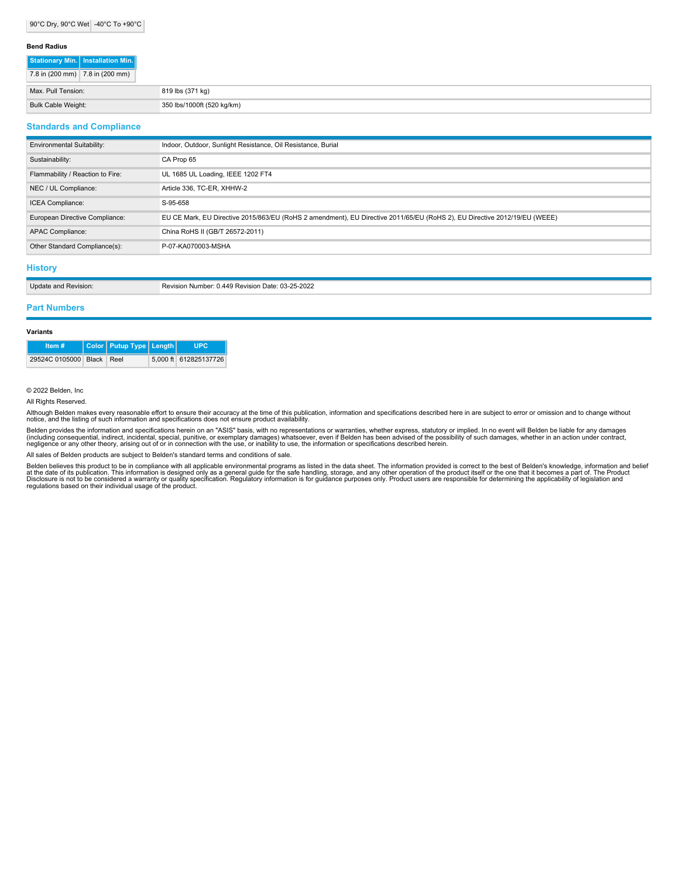| | |
|---|---|
| 90°C Dry, 90°C Wet | -40°C To +90°C |

**Bend Radius**

| Stationary Min. | Installation Min. |
|---|---|
| 7.8 in (200 mm) | 7.8 in (200 mm) |

| | |
|---|---|
| Max. Pull Tension: | 819 lbs (371 kg) |
| Bulk Cable Weight: | 350 lbs/1000ft (520 kg/km) |

## Standards and Compliance

| | |
|---|---|
| Environmental Suitability: | Indoor, Outdoor, Sunlight Resistance, Oil Resistance, Burial |
| Sustainability: | CA Prop 65 |
| Flammability / Reaction to Fire: | UL 1685 UL Loading, IEEE 1202 FT4 |
| NEC / UL Compliance: | Article 336, TC-ER, XHHW-2 |
| ICEA Compliance: | S-95-658 |
| European Directive Compliance: | EU CE Mark, EU Directive 2015/863/EU (RoHS 2 amendment), EU Directive 2011/65/EU (RoHS 2), EU Directive 2012/19/EU (WEEE) |
| APAC Compliance: | China RoHS II (GB/T 26572-2011) |
| Other Standard Compliance(s): | P-07-KA070003-MSHA |

## History

| | |
|---|---|
| Update and Revision: | Revision Number: 0.449 Revision Date: 03-25-2022 |

## Part Numbers

**Variants**

| Item # | Color | Putup Type | Length | UPC |
|---|---|---|---|---|
| 29524C 0105000 | Black | Reel | 5,000 ft | 612825137726 |

© 2022 Belden, Inc

All Rights Reserved.

Although Belden makes every reasonable effort to ensure their accuracy at the time of this publication, information and specifications described here in are subject to error or omission and to change without notice, and the listing of such information and specifications does not ensure product availability.

Belden provides the information and specifications herein on an "ASIS" basis, with no representations or warranties, whether express, statutory or implied. In no event will Belden be liable for any damages (including consequential, indirect, incidental, special, punitive, or exemplary damages) whatsoever, even if Belden has been advised of the possibility of such damages, whether in an action under contract, negligence or any other theory, arising out of or in connection with the use, or inability to use, the information or specifications described herein.

All sales of Belden products are subject to Belden's standard terms and conditions of sale.

Belden believes this product to be in compliance with all applicable environmental programs as listed in the data sheet. The information provided is correct to the best of Belden's knowledge, information and belief at the date of its publication. This information is designed only as a general guide for the safe handling, storage, and any other operation of the product itself or the one that it becomes a part of. The Product Disclosure is not to be considered a warranty or quality specification. Regulatory information is for guidance purposes only. Product users are responsible for determining the applicability of legislation and regulations based on their individual usage of the product.